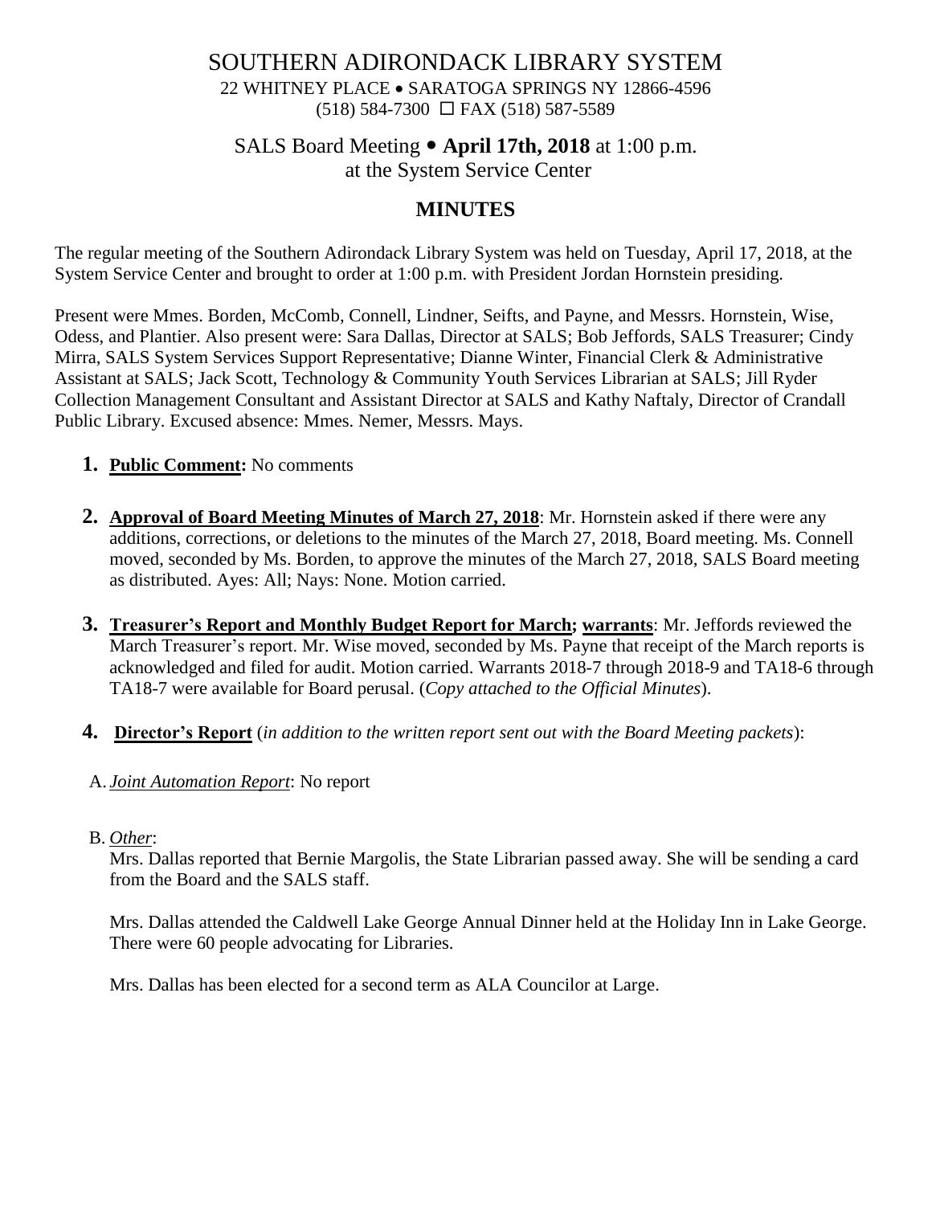# SOUTHERN ADIRONDACK LIBRARY SYSTEM

22 WHITNEY PLACE • SARATOGA SPRINGS NY 12866-4596
(518) 584-7300 ☐ FAX (518) 587-5589

## SALS Board Meeting • **April 17th, 2018** at 1:00 p.m.
## at the System Service Center

## **MINUTES**

The regular meeting of the Southern Adirondack Library System was held on Tuesday, April 17, 2018, at the System Service Center and brought to order at 1:00 p.m. with President Jordan Hornstein presiding.

Present were Mmes. Borden, McComb, Connell, Lindner, Seifts, and Payne, and Messrs. Hornstein, Wise, Odess, and Plantier. Also present were: Sara Dallas, Director at SALS; Bob Jeffords, SALS Treasurer; Cindy Mirra, SALS System Services Support Representative; Dianne Winter, Financial Clerk & Administrative Assistant at SALS; Jack Scott, Technology & Community Youth Services Librarian at SALS; Jill Ryder Collection Management Consultant and Assistant Director at SALS and Kathy Naftaly, Director of Crandall Public Library. Excused absence: Mmes. Nemer, Messrs. Mays.

1. **Public Comment:** No comments

2. **Approval of Board Meeting Minutes of March 27, 2018**: Mr. Hornstein asked if there were any additions, corrections, or deletions to the minutes of the March 27, 2018, Board meeting. Ms. Connell moved, seconded by Ms. Borden, to approve the minutes of the March 27, 2018, SALS Board meeting as distributed. Ayes: All; Nays: None. Motion carried.

3. **Treasurer's Report and Monthly Budget Report for March; warrants**: Mr. Jeffords reviewed the March Treasurer's report. Mr. Wise moved, seconded by Ms. Payne that receipt of the March reports is acknowledged and filed for audit. Motion carried. Warrants 2018-7 through 2018-9 and TA18-6 through TA18-7 were available for Board perusal. (*Copy attached to the Official Minutes*).

4. **Director's Report** (*in addition to the written report sent out with the Board Meeting packets*):

A. *Joint Automation Report*: No report

B. *Other*:

Mrs. Dallas reported that Bernie Margolis, the State Librarian passed away. She will be sending a card from the Board and the SALS staff.

Mrs. Dallas attended the Caldwell Lake George Annual Dinner held at the Holiday Inn in Lake George. There were 60 people advocating for Libraries.

Mrs. Dallas has been elected for a second term as ALA Councilor at Large.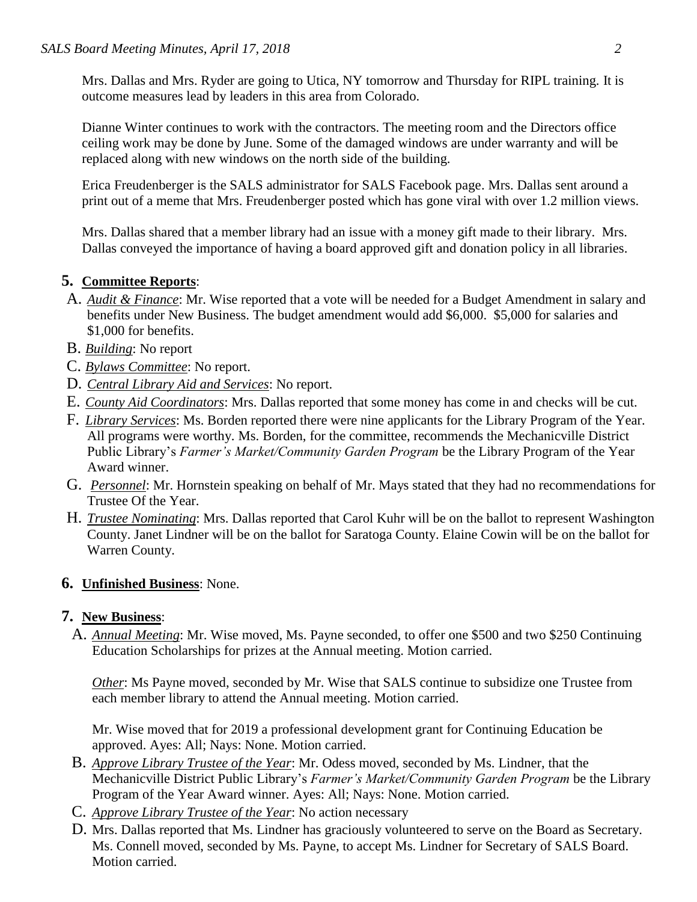Mrs. Dallas and Mrs. Ryder are going to Utica, NY tomorrow and Thursday for RIPL training. It is outcome measures lead by leaders in this area from Colorado.

Dianne Winter continues to work with the contractors. The meeting room and the Directors office ceiling work may be done by June. Some of the damaged windows are under warranty and will be replaced along with new windows on the north side of the building.

Erica Freudenberger is the SALS administrator for SALS Facebook page. Mrs. Dallas sent around a print out of a meme that Mrs. Freudenberger posted which has gone viral with over 1.2 million views.

Mrs. Dallas shared that a member library had an issue with a money gift made to their library. Mrs. Dallas conveyed the importance of having a board approved gift and donation policy in all libraries.

**5. Committee Reports**:

A. *Audit & Finance*: Mr. Wise reported that a vote will be needed for a Budget Amendment in salary and benefits under New Business. The budget amendment would add $6,000. $5,000 for salaries and $1,000 for benefits.

B. *Building*: No report

C. *Bylaws Committee*: No report.

D. *Central Library Aid and Services*: No report.

E. *County Aid Coordinators*: Mrs. Dallas reported that some money has come in and checks will be cut.

F. *Library Services*: Ms. Borden reported there were nine applicants for the Library Program of the Year. All programs were worthy. Ms. Borden, for the committee, recommends the Mechanicville District Public Library's *Farmer's Market/Community Garden Program* be the Library Program of the Year Award winner.

G. *Personnel*: Mr. Hornstein speaking on behalf of Mr. Mays stated that they had no recommendations for Trustee Of the Year.

H. *Trustee Nominating*: Mrs. Dallas reported that Carol Kuhr will be on the ballot to represent Washington County. Janet Lindner will be on the ballot for Saratoga County. Elaine Cowin will be on the ballot for Warren County.

**6. Unfinished Business**: None.

**7. New Business**:

A. *Annual Meeting*: Mr. Wise moved, Ms. Payne seconded, to offer one $500 and two $250 Continuing Education Scholarships for prizes at the Annual meeting. Motion carried.

*Other*: Ms Payne moved, seconded by Mr. Wise that SALS continue to subsidize one Trustee from each member library to attend the Annual meeting. Motion carried.

Mr. Wise moved that for 2019 a professional development grant for Continuing Education be approved. Ayes: All; Nays: None. Motion carried.

B. *Approve Library Trustee of the Year*: Mr. Odess moved, seconded by Ms. Lindner, that the Mechanicville District Public Library's *Farmer's Market/Community Garden Program* be the Library Program of the Year Award winner. Ayes: All; Nays: None. Motion carried.

C. *Approve Library Trustee of the Year*: No action necessary

D. Mrs. Dallas reported that Ms. Lindner has graciously volunteered to serve on the Board as Secretary. Ms. Connell moved, seconded by Ms. Payne, to accept Ms. Lindner for Secretary of SALS Board. Motion carried.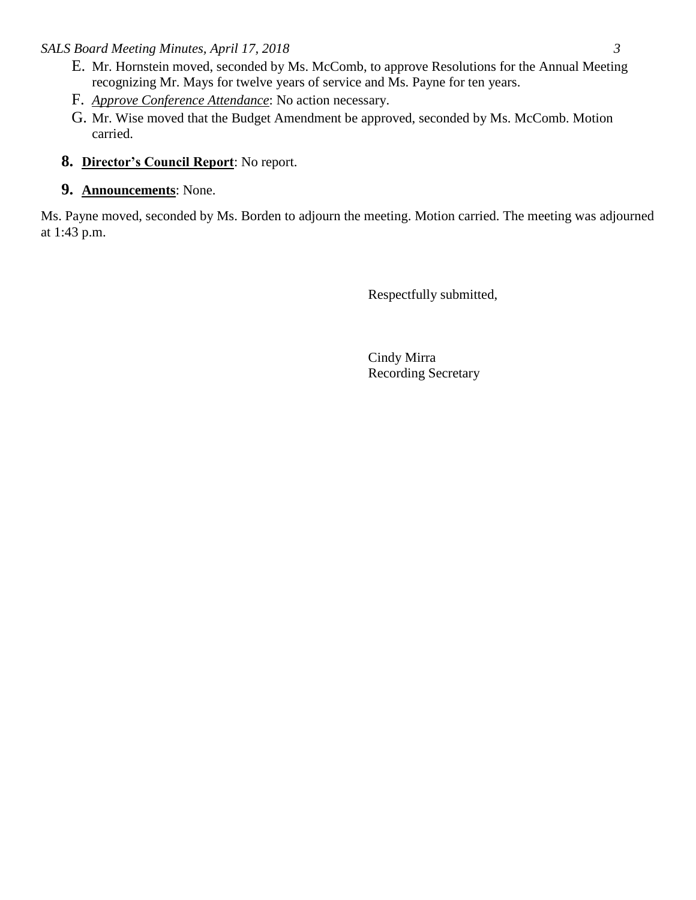E. Mr. Hornstein moved, seconded by Ms. McComb, to approve Resolutions for the Annual Meeting recognizing Mr. Mays for twelve years of service and Ms. Payne for ten years.

F. *Approve Conference Attendance*: No action necessary.

G. Mr. Wise moved that the Budget Amendment be approved, seconded by Ms. McComb. Motion carried.

**8. Director's Council Report**: No report.

**9. Announcements**: None.

Ms. Payne moved, seconded by Ms. Borden to adjourn the meeting. Motion carried. The meeting was adjourned at 1:43 p.m.

Respectfully submitted,

Cindy Mirra
Recording Secretary